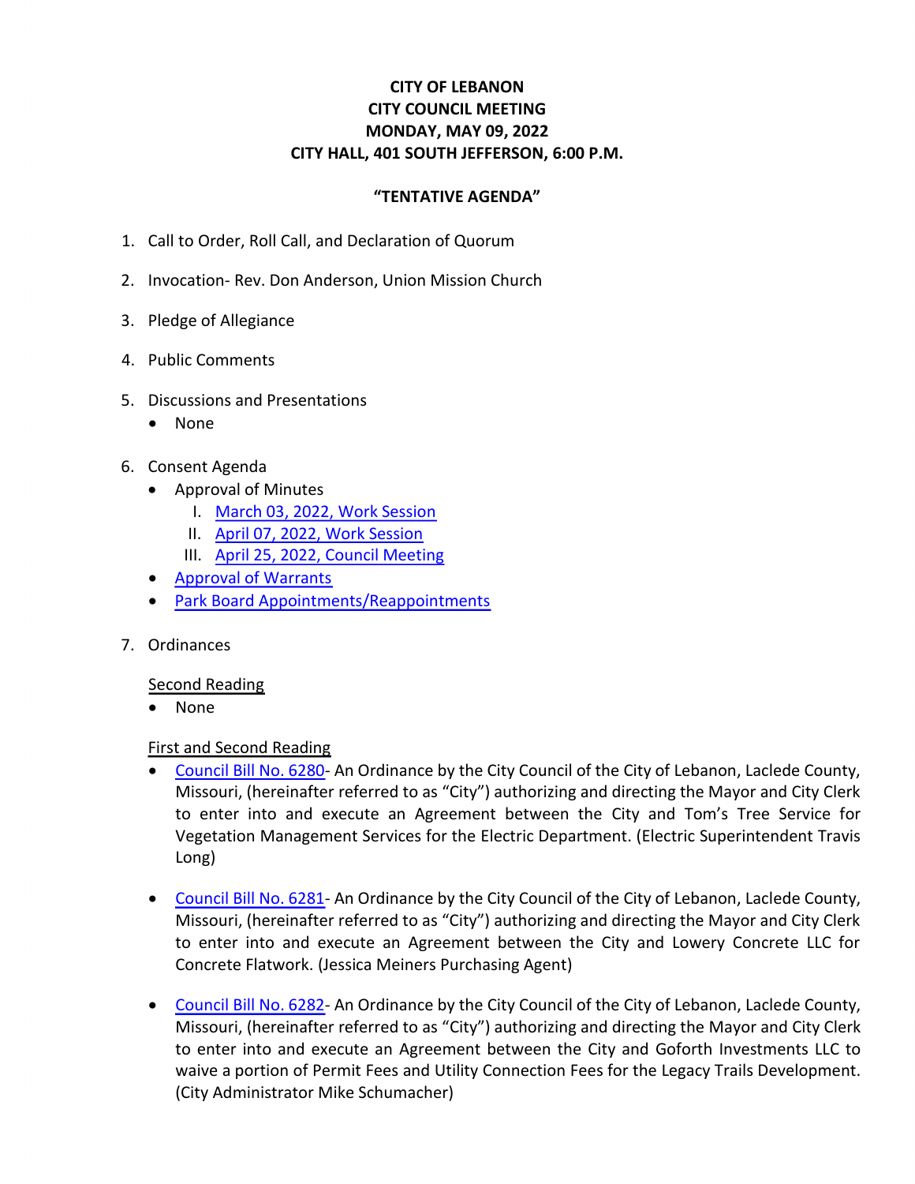**CITY OF LEBANON**
**CITY COUNCIL MEETING**
**MONDAY, MAY 09, 2022**
**CITY HALL, 401 SOUTH JEFFERSON, 6:00 P.M.**

**"TENTATIVE AGENDA"**

1. Call to Order, Roll Call, and Declaration of Quorum

2. Invocation- Rev. Don Anderson, Union Mission Church

3. Pledge of Allegiance

4. Public Comments

5. Discussions and Presentations
   - None

6. Consent Agenda
   - Approval of Minutes
     I. March 03, 2022, Work Session
     II. April 07, 2022, Work Session
     III. April 25, 2022, Council Meeting
   - Approval of Warrants
   - Park Board Appointments/Reappointments

7. Ordinances

   Second Reading
   - None

   First and Second Reading
   - Council Bill No. 6280- An Ordinance by the City Council of the City of Lebanon, Laclede County, Missouri, (hereinafter referred to as "City") authorizing and directing the Mayor and City Clerk to enter into and execute an Agreement between the City and Tom's Tree Service for Vegetation Management Services for the Electric Department. (Electric Superintendent Travis Long)

   - Council Bill No. 6281- An Ordinance by the City Council of the City of Lebanon, Laclede County, Missouri, (hereinafter referred to as "City") authorizing and directing the Mayor and City Clerk to enter into and execute an Agreement between the City and Lowery Concrete LLC for Concrete Flatwork. (Jessica Meiners Purchasing Agent)

   - Council Bill No. 6282- An Ordinance by the City Council of the City of Lebanon, Laclede County, Missouri, (hereinafter referred to as "City") authorizing and directing the Mayor and City Clerk to enter into and execute an Agreement between the City and Goforth Investments LLC to waive a portion of Permit Fees and Utility Connection Fees for the Legacy Trails Development. (City Administrator Mike Schumacher)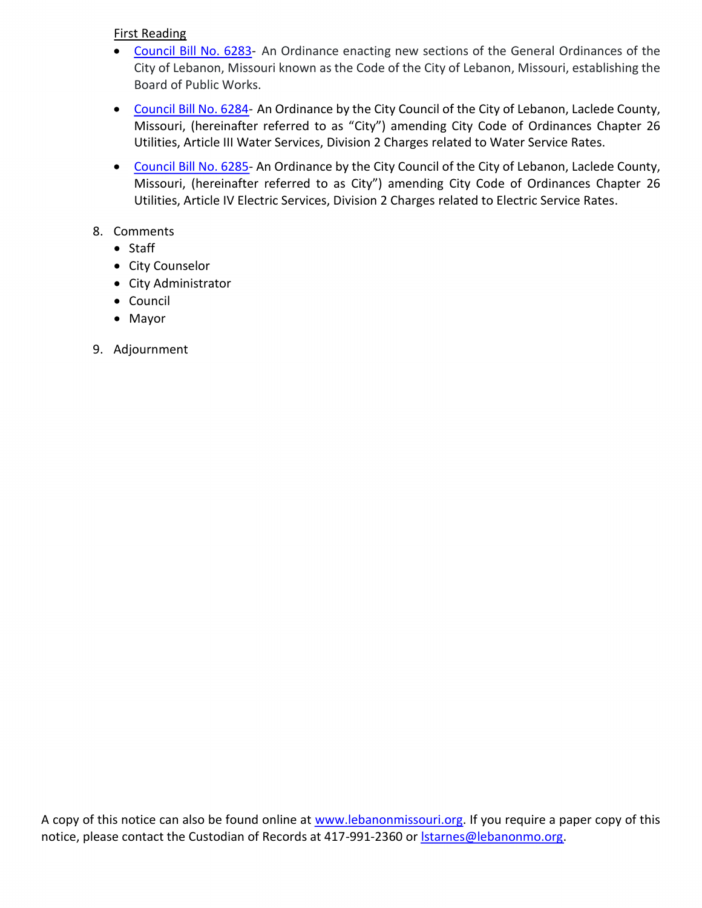First Reading

- Council Bill No. 6283- An Ordinance enacting new sections of the General Ordinances of the City of Lebanon, Missouri known as the Code of the City of Lebanon, Missouri, establishing the Board of Public Works.
- Council Bill No. 6284- An Ordinance by the City Council of the City of Lebanon, Laclede County, Missouri, (hereinafter referred to as "City") amending City Code of Ordinances Chapter 26 Utilities, Article III Water Services, Division 2 Charges related to Water Service Rates.
- Council Bill No. 6285- An Ordinance by the City Council of the City of Lebanon, Laclede County, Missouri, (hereinafter referred to as City") amending City Code of Ordinances Chapter 26 Utilities, Article IV Electric Services, Division 2 Charges related to Electric Service Rates.

8. Comments
   - Staff
   - City Counselor
   - City Administrator
   - Council
   - Mayor
9. Adjournment

A copy of this notice can also be found online at www.lebanonmissouri.org. If you require a paper copy of this notice, please contact the Custodian of Records at 417-991-2360 or lstarnes@lebanonmo.org.